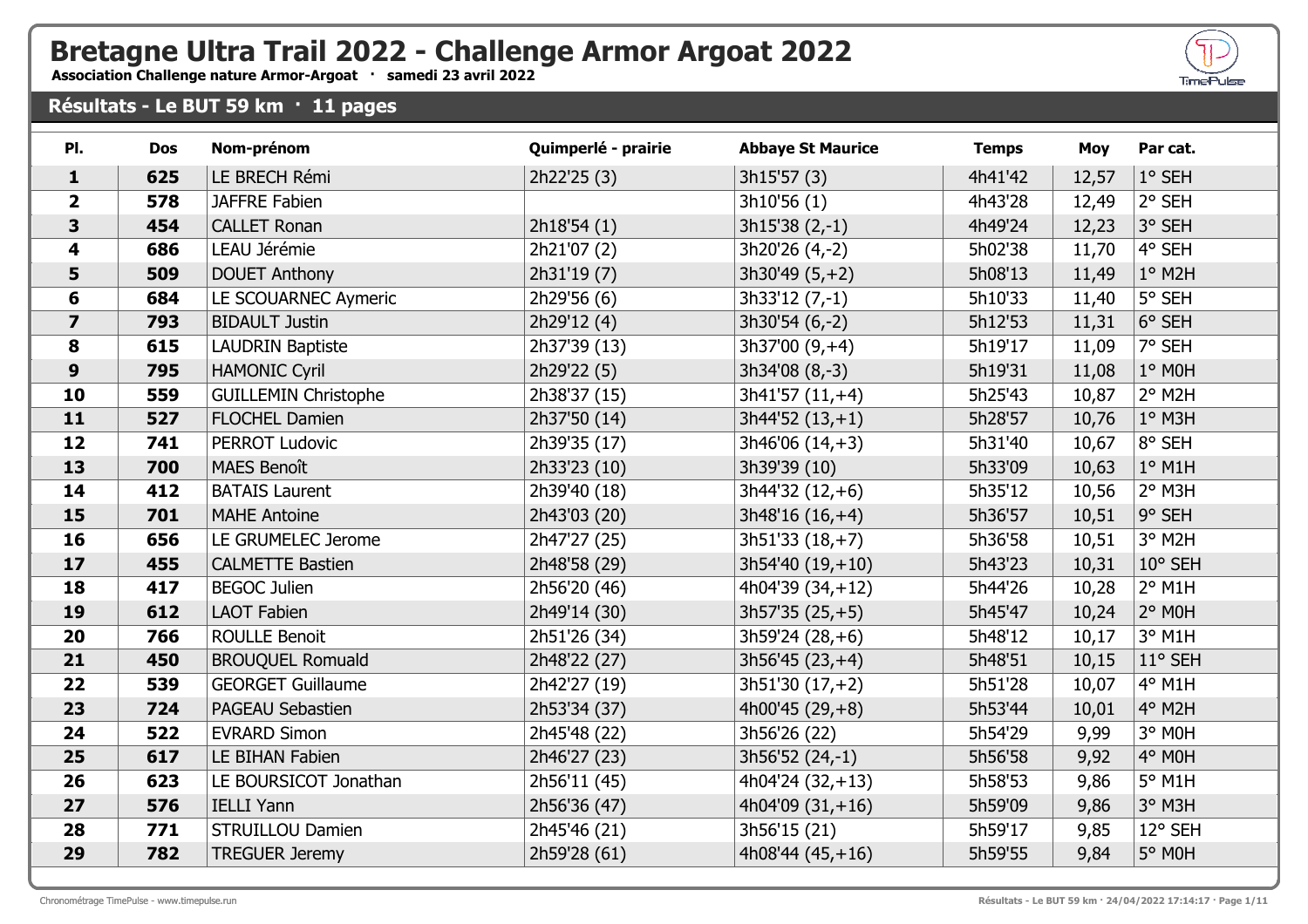# Bretagne Ultra Trail 2022 - Challenge Armor Argoat 2022

**Association Challenge nature Armor-Argoat · samedi 23 avril 2022**

## Résultats - Le BUT 59 km · 11 pages

| Pl. | Dos | Nom-prénom | Quimperlé - prairie | Abbaye St Maurice | Temps | Moy | Par cat. |
|---|---|---|---|---|---|---|---|
| 1 | 625 | LE BRECH Rémi | 2h22'25 (3) | 3h15'57 (3) | 4h41'42 | 12,57 | 1° SEH |
| 2 | 578 | JAFFRE Fabien | | 3h10'56 (1) | 4h43'28 | 12,49 | 2° SEH |
| 3 | 454 | CALLET Ronan | 2h18'54 (1) | 3h15'38 (2,-1) | 4h49'24 | 12,23 | 3° SEH |
| 4 | 686 | LEAU Jérémie | 2h21'07 (2) | 3h20'26 (4,-2) | 5h02'38 | 11,70 | 4° SEH |
| 5 | 509 | DOUET Anthony | 2h31'19 (7) | 3h30'49 (5,+2) | 5h08'13 | 11,49 | 1° M2H |
| 6 | 684 | LE SCOUARNEC Aymeric | 2h29'56 (6) | 3h33'12 (7,-1) | 5h10'33 | 11,40 | 5° SEH |
| 7 | 793 | BIDAULT Justin | 2h29'12 (4) | 3h30'54 (6,-2) | 5h12'53 | 11,31 | 6° SEH |
| 8 | 615 | LAUDRIN Baptiste | 2h37'39 (13) | 3h37'00 (9,+4) | 5h19'17 | 11,09 | 7° SEH |
| 9 | 795 | HAMONIC Cyril | 2h29'22 (5) | 3h34'08 (8,-3) | 5h19'31 | 11,08 | 1° M0H |
| 10 | 559 | GUILLEMIN Christophe | 2h38'37 (15) | 3h41'57 (11,+4) | 5h25'43 | 10,87 | 2° M2H |
| 11 | 527 | FLOCHEL Damien | 2h37'50 (14) | 3h44'52 (13,+1) | 5h28'57 | 10,76 | 1° M3H |
| 12 | 741 | PERROT Ludovic | 2h39'35 (17) | 3h46'06 (14,+3) | 5h31'40 | 10,67 | 8° SEH |
| 13 | 700 | MAES Benoît | 2h33'23 (10) | 3h39'39 (10) | 5h33'09 | 10,63 | 1° M1H |
| 14 | 412 | BATAIS Laurent | 2h39'40 (18) | 3h44'32 (12,+6) | 5h35'12 | 10,56 | 2° M3H |
| 15 | 701 | MAHE Antoine | 2h43'03 (20) | 3h48'16 (16,+4) | 5h36'57 | 10,51 | 9° SEH |
| 16 | 656 | LE GRUMELEC Jerome | 2h47'27 (25) | 3h51'33 (18,+7) | 5h36'58 | 10,51 | 3° M2H |
| 17 | 455 | CALMETTE Bastien | 2h48'58 (29) | 3h54'40 (19,+10) | 5h43'23 | 10,31 | 10° SEH |
| 18 | 417 | BEGOC Julien | 2h56'20 (46) | 4h04'39 (34,+12) | 5h44'26 | 10,28 | 2° M1H |
| 19 | 612 | LAOT Fabien | 2h49'14 (30) | 3h57'35 (25,+5) | 5h45'47 | 10,24 | 2° M0H |
| 20 | 766 | ROULLE Benoit | 2h51'26 (34) | 3h59'24 (28,+6) | 5h48'12 | 10,17 | 3° M1H |
| 21 | 450 | BROUQUEL Romuald | 2h48'22 (27) | 3h56'45 (23,+4) | 5h48'51 | 10,15 | 11° SEH |
| 22 | 539 | GEORGET Guillaume | 2h42'27 (19) | 3h51'30 (17,+2) | 5h51'28 | 10,07 | 4° M1H |
| 23 | 724 | PAGEAU Sebastien | 2h53'34 (37) | 4h00'45 (29,+8) | 5h53'44 | 10,01 | 4° M2H |
| 24 | 522 | EVRARD Simon | 2h45'48 (22) | 3h56'26 (22) | 5h54'29 | 9,99 | 3° M0H |
| 25 | 617 | LE BIHAN Fabien | 2h46'27 (23) | 3h56'52 (24,-1) | 5h56'58 | 9,92 | 4° M0H |
| 26 | 623 | LE BOURSICOT Jonathan | 2h56'11 (45) | 4h04'24 (32,+13) | 5h58'53 | 9,86 | 5° M1H |
| 27 | 576 | IELLI Yann | 2h56'36 (47) | 4h04'09 (31,+16) | 5h59'09 | 9,86 | 3° M3H |
| 28 | 771 | STRUILLOU Damien | 2h45'46 (21) | 3h56'15 (21) | 5h59'17 | 9,85 | 12° SEH |
| 29 | 782 | TREGUER Jeremy | 2h59'28 (61) | 4h08'44 (45,+16) | 5h59'55 | 9,84 | 5° M0H |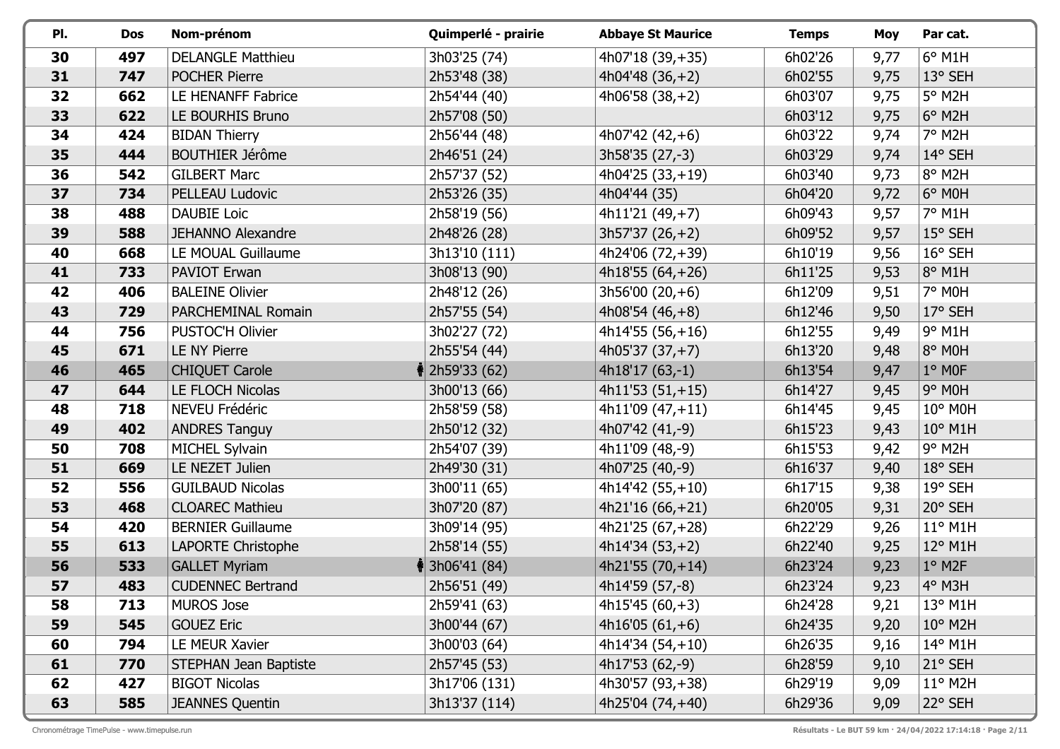| Pl. | Dos | Nom-prénom | Quimperlé - prairie | Abbaye St Maurice | Temps | Moy | Par cat. |
|---|---|---|---|---|---|---|---|
| 30 | 497 | DELANGLE Matthieu | 3h03'25 (74) | 4h07'18 (39,+35) | 6h02'26 | 9,77 | 6° M1H |
| 31 | 747 | POCHER Pierre | 2h53'48 (38) | 4h04'48 (36,+2) | 6h02'55 | 9,75 | 13° SEH |
| 32 | 662 | LE HENANFF Fabrice | 2h54'44 (40) | 4h06'58 (38,+2) | 6h03'07 | 9,75 | 5° M2H |
| 33 | 622 | LE BOURHIS Bruno | 2h57'08 (50) | | 6h03'12 | 9,75 | 6° M2H |
| 34 | 424 | BIDAN Thierry | 2h56'44 (48) | 4h07'42 (42,+6) | 6h03'22 | 9,74 | 7° M2H |
| 35 | 444 | BOUTHIER Jérôme | 2h46'51 (24) | 3h58'35 (27,-3) | 6h03'29 | 9,74 | 14° SEH |
| 36 | 542 | GILBERT Marc | 2h57'37 (52) | 4h04'25 (33,+19) | 6h03'40 | 9,73 | 8° M2H |
| 37 | 734 | PELLEAU Ludovic | 2h53'26 (35) | 4h04'44 (35) | 6h04'20 | 9,72 | 6° M0H |
| 38 | 488 | DAUBIE Loic | 2h58'19 (56) | 4h11'21 (49,+7) | 6h09'43 | 9,57 | 7° M1H |
| 39 | 588 | JEHANNO Alexandre | 2h48'26 (28) | 3h57'37 (26,+2) | 6h09'52 | 9,57 | 15° SEH |
| 40 | 668 | LE MOUAL Guillaume | 3h13'10 (111) | 4h24'06 (72,+39) | 6h10'19 | 9,56 | 16° SEH |
| 41 | 733 | PAVIOT Erwan | 3h08'13 (90) | 4h18'55 (64,+26) | 6h11'25 | 9,53 | 8° M1H |
| 42 | 406 | BALEINE Olivier | 2h48'12 (26) | 3h56'00 (20,+6) | 6h12'09 | 9,51 | 7° M0H |
| 43 | 729 | PARCHEMINAL Romain | 2h57'55 (54) | 4h08'54 (46,+8) | 6h12'46 | 9,50 | 17° SEH |
| 44 | 756 | PUSTOC'H Olivier | 3h02'27 (72) | 4h14'55 (56,+16) | 6h12'55 | 9,49 | 9° M1H |
| 45 | 671 | LE NY Pierre | 2h55'54 (44) | 4h05'37 (37,+7) | 6h13'20 | 9,48 | 8° M0H |
| 46 | 465 | CHIQUET Carole | 2h59'33 (62) | 4h18'17 (63,-1) | 6h13'54 | 9,47 | 1° M0F |
| 47 | 644 | LE FLOCH Nicolas | 3h00'13 (66) | 4h11'53 (51,+15) | 6h14'27 | 9,45 | 9° M0H |
| 48 | 718 | NEVEU Frédéric | 2h58'59 (58) | 4h11'09 (47,+11) | 6h14'45 | 9,45 | 10° M0H |
| 49 | 402 | ANDRES Tanguy | 2h50'12 (32) | 4h07'42 (41,-9) | 6h15'23 | 9,43 | 10° M1H |
| 50 | 708 | MICHEL Sylvain | 2h54'07 (39) | 4h11'09 (48,-9) | 6h15'53 | 9,42 | 9° M2H |
| 51 | 669 | LE NEZET Julien | 2h49'30 (31) | 4h07'25 (40,-9) | 6h16'37 | 9,40 | 18° SEH |
| 52 | 556 | GUILBAUD Nicolas | 3h00'11 (65) | 4h14'42 (55,+10) | 6h17'15 | 9,38 | 19° SEH |
| 53 | 468 | CLOAREC Mathieu | 3h07'20 (87) | 4h21'16 (66,+21) | 6h20'05 | 9,31 | 20° SEH |
| 54 | 420 | BERNIER Guillaume | 3h09'14 (95) | 4h21'25 (67,+28) | 6h22'29 | 9,26 | 11° M1H |
| 55 | 613 | LAPORTE Christophe | 2h58'14 (55) | 4h14'34 (53,+2) | 6h22'40 | 9,25 | 12° M1H |
| 56 | 533 | GALLET Myriam | 3h06'41 (84) | 4h21'55 (70,+14) | 6h23'24 | 9,23 | 1° M2F |
| 57 | 483 | CUDENNEC Bertrand | 2h56'51 (49) | 4h14'59 (57,-8) | 6h23'24 | 9,23 | 4° M3H |
| 58 | 713 | MUROS Jose | 2h59'41 (63) | 4h15'45 (60,+3) | 6h24'28 | 9,21 | 13° M1H |
| 59 | 545 | GOUEZ Eric | 3h00'44 (67) | 4h16'05 (61,+6) | 6h24'35 | 9,20 | 10° M2H |
| 60 | 794 | LE MEUR Xavier | 3h00'03 (64) | 4h14'34 (54,+10) | 6h26'35 | 9,16 | 14° M1H |
| 61 | 770 | STEPHAN Jean Baptiste | 2h57'45 (53) | 4h17'53 (62,-9) | 6h28'59 | 9,10 | 21° SEH |
| 62 | 427 | BIGOT Nicolas | 3h17'06 (131) | 4h30'57 (93,+38) | 6h29'19 | 9,09 | 11° M2H |
| 63 | 585 | JEANNES Quentin | 3h13'37 (114) | 4h25'04 (74,+40) | 6h29'36 | 9,09 | 22° SEH |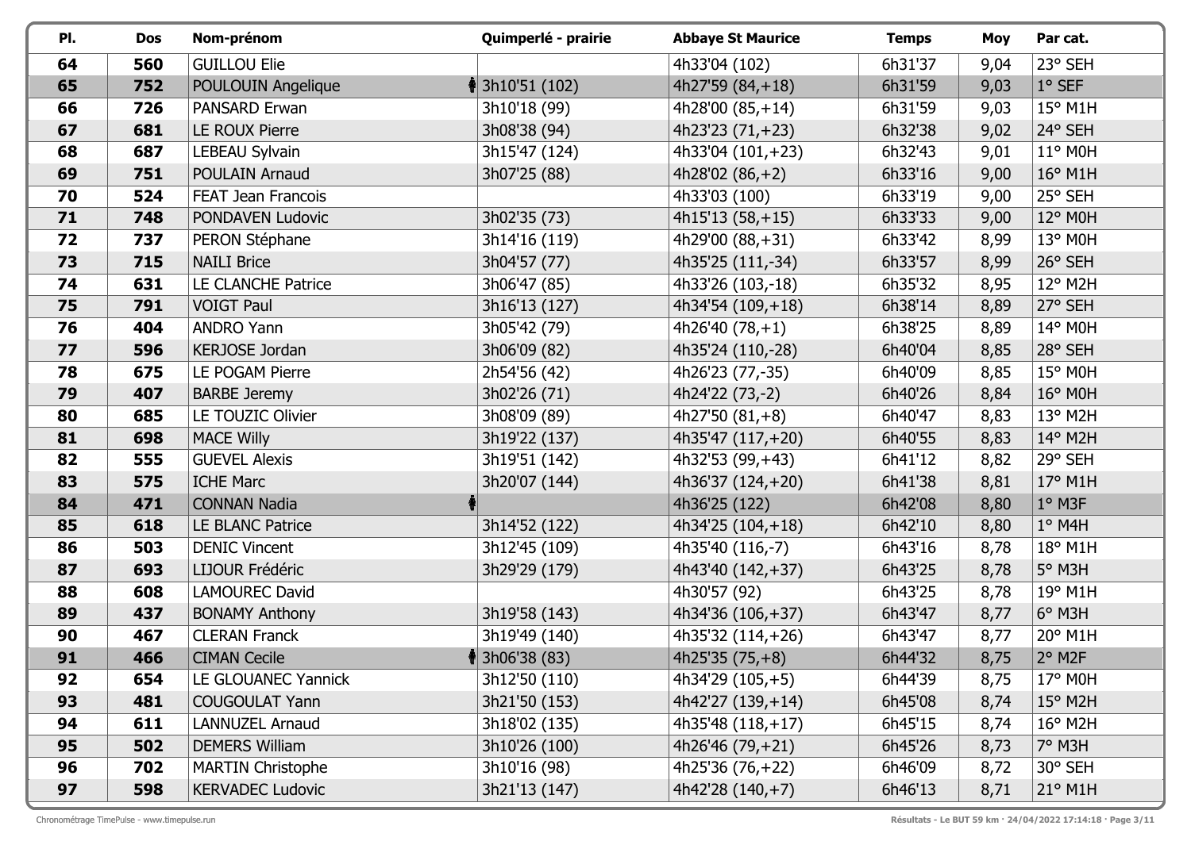| Pl. | Dos | Nom-prénom | Quimperlé - prairie | Abbaye St Maurice | Temps | Moy | Par cat. |
|---|---|---|---|---|---|---|---|
| 64 | 560 | GUILLOU Elie | | 4h33'04 (102) | 6h31'37 | 9,04 | 23° SEH |
| 65 | 752 | POULOUIN Angelique | 3h10'51 (102) | 4h27'59 (84,+18) | 6h31'59 | 9,03 | 1° SEF |
| 66 | 726 | PANSARD Erwan | 3h10'18 (99) | 4h28'00 (85,+14) | 6h31'59 | 9,03 | 15° M1H |
| 67 | 681 | LE ROUX Pierre | 3h08'38 (94) | 4h23'23 (71,+23) | 6h32'38 | 9,02 | 24° SEH |
| 68 | 687 | LEBEAU Sylvain | 3h15'47 (124) | 4h33'04 (101,+23) | 6h32'43 | 9,01 | 11° M0H |
| 69 | 751 | POULAIN Arnaud | 3h07'25 (88) | 4h28'02 (86,+2) | 6h33'16 | 9,00 | 16° M1H |
| 70 | 524 | FEAT Jean Francois | | 4h33'03 (100) | 6h33'19 | 9,00 | 25° SEH |
| 71 | 748 | PONDAVEN Ludovic | 3h02'35 (73) | 4h15'13 (58,+15) | 6h33'33 | 9,00 | 12° M0H |
| 72 | 737 | PERON Stéphane | 3h14'16 (119) | 4h29'00 (88,+31) | 6h33'42 | 8,99 | 13° M0H |
| 73 | 715 | NAILI Brice | 3h04'57 (77) | 4h35'25 (111,-34) | 6h33'57 | 8,99 | 26° SEH |
| 74 | 631 | LE CLANCHE Patrice | 3h06'47 (85) | 4h33'26 (103,-18) | 6h35'32 | 8,95 | 12° M2H |
| 75 | 791 | VOIGT Paul | 3h16'13 (127) | 4h34'54 (109,+18) | 6h38'14 | 8,89 | 27° SEH |
| 76 | 404 | ANDRO Yann | 3h05'42 (79) | 4h26'40 (78,+1) | 6h38'25 | 8,89 | 14° M0H |
| 77 | 596 | KERJOSE Jordan | 3h06'09 (82) | 4h35'24 (110,-28) | 6h40'04 | 8,85 | 28° SEH |
| 78 | 675 | LE POGAM Pierre | 2h54'56 (42) | 4h26'23 (77,-35) | 6h40'09 | 8,85 | 15° M0H |
| 79 | 407 | BARBE Jeremy | 3h02'26 (71) | 4h24'22 (73,-2) | 6h40'26 | 8,84 | 16° M0H |
| 80 | 685 | LE TOUZIC Olivier | 3h08'09 (89) | 4h27'50 (81,+8) | 6h40'47 | 8,83 | 13° M2H |
| 81 | 698 | MACE Willy | 3h19'22 (137) | 4h35'47 (117,+20) | 6h40'55 | 8,83 | 14° M2H |
| 82 | 555 | GUEVEL Alexis | 3h19'51 (142) | 4h32'53 (99,+43) | 6h41'12 | 8,82 | 29° SEH |
| 83 | 575 | ICHE Marc | 3h20'07 (144) | 4h36'37 (124,+20) | 6h41'38 | 8,81 | 17° M1H |
| 84 | 471 | CONNAN Nadia | | 4h36'25 (122) | 6h42'08 | 8,80 | 1° M3F |
| 85 | 618 | LE BLANC Patrice | 3h14'52 (122) | 4h34'25 (104,+18) | 6h42'10 | 8,80 | 1° M4H |
| 86 | 503 | DENIC Vincent | 3h12'45 (109) | 4h35'40 (116,-7) | 6h43'16 | 8,78 | 18° M1H |
| 87 | 693 | LIJOUR Frédéric | 3h29'29 (179) | 4h43'40 (142,+37) | 6h43'25 | 8,78 | 5° M3H |
| 88 | 608 | LAMOUREC David | | 4h30'57 (92) | 6h43'25 | 8,78 | 19° M1H |
| 89 | 437 | BONAMY Anthony | 3h19'58 (143) | 4h34'36 (106,+37) | 6h43'47 | 8,77 | 6° M3H |
| 90 | 467 | CLERAN Franck | 3h19'49 (140) | 4h35'32 (114,+26) | 6h43'47 | 8,77 | 20° M1H |
| 91 | 466 | CIMAN Cecile | 3h06'38 (83) | 4h25'35 (75,+8) | 6h44'32 | 8,75 | 2° M2F |
| 92 | 654 | LE GLOUANEC Yannick | 3h12'50 (110) | 4h34'29 (105,+5) | 6h44'39 | 8,75 | 17° M0H |
| 93 | 481 | COUGOULAT Yann | 3h21'50 (153) | 4h42'27 (139,+14) | 6h45'08 | 8,74 | 15° M2H |
| 94 | 611 | LANNUZEL Arnaud | 3h18'02 (135) | 4h35'48 (118,+17) | 6h45'15 | 8,74 | 16° M2H |
| 95 | 502 | DEMERS William | 3h10'26 (100) | 4h26'46 (79,+21) | 6h45'26 | 8,73 | 7° M3H |
| 96 | 702 | MARTIN Christophe | 3h10'16 (98) | 4h25'36 (76,+22) | 6h46'09 | 8,72 | 30° SEH |
| 97 | 598 | KERVADEC Ludovic | 3h21'13 (147) | 4h42'28 (140,+7) | 6h46'13 | 8,71 | 21° M1H |

Chronométrage TimePulse - www.timepulse.run

Résultats - Le BUT 59 km · 24/04/2022 17:14:18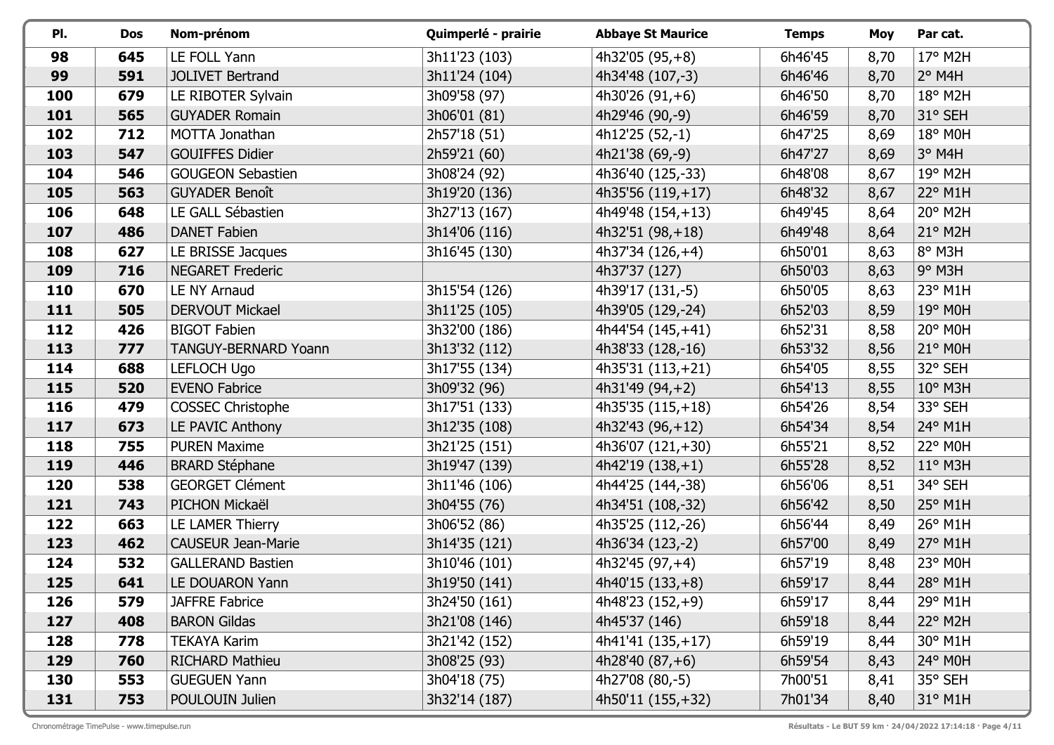| Pl. | Dos | Nom-prénom | Quimperlé - prairie | Abbaye St Maurice | Temps | Moy | Par cat. |
|---|---|---|---|---|---|---|---|
| **98** | **645** | LE FOLL Yann | 3h11'23 (103) | 4h32'05 (95,+8) | 6h46'45 | 8,70 | 17° M2H |
| **99** | **591** | JOLIVET Bertrand | 3h11'24 (104) | 4h34'48 (107,-3) | 6h46'46 | 8,70 | 2° M4H |
| **100** | **679** | LE RIBOTER Sylvain | 3h09'58 (97) | 4h30'26 (91,+6) | 6h46'50 | 8,70 | 18° M2H |
| **101** | **565** | GUYADER Romain | 3h06'01 (81) | 4h29'46 (90,-9) | 6h46'59 | 8,70 | 31° SEH |
| **102** | **712** | MOTTA Jonathan | 2h57'18 (51) | 4h12'25 (52,-1) | 6h47'25 | 8,69 | 18° M0H |
| **103** | **547** | GOUIFFES Didier | 2h59'21 (60) | 4h21'38 (69,-9) | 6h47'27 | 8,69 | 3° M4H |
| **104** | **546** | GOUGEON Sebastien | 3h08'24 (92) | 4h36'40 (125,-33) | 6h48'08 | 8,67 | 19° M2H |
| **105** | **563** | GUYADER Benoît | 3h19'20 (136) | 4h35'56 (119,+17) | 6h48'32 | 8,67 | 22° M1H |
| **106** | **648** | LE GALL Sébastien | 3h27'13 (167) | 4h49'48 (154,+13) | 6h49'45 | 8,64 | 20° M2H |
| **107** | **486** | DANET Fabien | 3h14'06 (116) | 4h32'51 (98,+18) | 6h49'48 | 8,64 | 21° M2H |
| **108** | **627** | LE BRISSE Jacques | 3h16'45 (130) | 4h37'34 (126,+4) | 6h50'01 | 8,63 | 8° M3H |
| **109** | **716** | NEGARET Frederic | | 4h37'37 (127) | 6h50'03 | 8,63 | 9° M3H |
| **110** | **670** | LE NY Arnaud | 3h15'54 (126) | 4h39'17 (131,-5) | 6h50'05 | 8,63 | 23° M1H |
| **111** | **505** | DERVOUT Mickael | 3h11'25 (105) | 4h39'05 (129,-24) | 6h52'03 | 8,59 | 19° M0H |
| **112** | **426** | BIGOT Fabien | 3h32'00 (186) | 4h44'54 (145,+41) | 6h52'31 | 8,58 | 20° M0H |
| **113** | **777** | TANGUY-BERNARD Yoann | 3h13'32 (112) | 4h38'33 (128,-16) | 6h53'32 | 8,56 | 21° M0H |
| **114** | **688** | LEFLOCH Ugo | 3h17'55 (134) | 4h35'31 (113,+21) | 6h54'05 | 8,55 | 32° SEH |
| **115** | **520** | EVENO Fabrice | 3h09'32 (96) | 4h31'49 (94,+2) | 6h54'13 | 8,55 | 10° M3H |
| **116** | **479** | COSSEC Christophe | 3h17'51 (133) | 4h35'35 (115,+18) | 6h54'26 | 8,54 | 33° SEH |
| **117** | **673** | LE PAVIC Anthony | 3h12'35 (108) | 4h32'43 (96,+12) | 6h54'34 | 8,54 | 24° M1H |
| **118** | **755** | PUREN Maxime | 3h21'25 (151) | 4h36'07 (121,+30) | 6h55'21 | 8,52 | 22° M0H |
| **119** | **446** | BRARD Stéphane | 3h19'47 (139) | 4h42'19 (138,+1) | 6h55'28 | 8,52 | 11° M3H |
| **120** | **538** | GEORGET Clément | 3h11'46 (106) | 4h44'25 (144,-38) | 6h56'06 | 8,51 | 34° SEH |
| **121** | **743** | PICHON Mickaël | 3h04'55 (76) | 4h34'51 (108,-32) | 6h56'42 | 8,50 | 25° M1H |
| **122** | **663** | LE LAMER Thierry | 3h06'52 (86) | 4h35'25 (112,-26) | 6h56'44 | 8,49 | 26° M1H |
| **123** | **462** | CAUSEUR Jean-Marie | 3h14'35 (121) | 4h36'34 (123,-2) | 6h57'00 | 8,49 | 27° M1H |
| **124** | **532** | GALLERAND Bastien | 3h10'46 (101) | 4h32'45 (97,+4) | 6h57'19 | 8,48 | 23° M0H |
| **125** | **641** | LE DOUARON Yann | 3h19'50 (141) | 4h40'15 (133,+8) | 6h59'17 | 8,44 | 28° M1H |
| **126** | **579** | JAFFRE Fabrice | 3h24'50 (161) | 4h48'23 (152,+9) | 6h59'17 | 8,44 | 29° M1H |
| **127** | **408** | BARON Gildas | 3h21'08 (146) | 4h45'37 (146) | 6h59'18 | 8,44 | 22° M2H |
| **128** | **778** | TEKAYA Karim | 3h21'42 (152) | 4h41'41 (135,+17) | 6h59'19 | 8,44 | 30° M1H |
| **129** | **760** | RICHARD Mathieu | 3h08'25 (93) | 4h28'40 (87,+6) | 6h59'54 | 8,43 | 24° M0H |
| **130** | **553** | GUEGUEN Yann | 3h04'18 (75) | 4h27'08 (80,-5) | 7h00'51 | 8,41 | 35° SEH |
| **131** | **753** | POULOUIN Julien | 3h32'14 (187) | 4h50'11 (155,+32) | 7h01'34 | 8,40 | 31° M1H |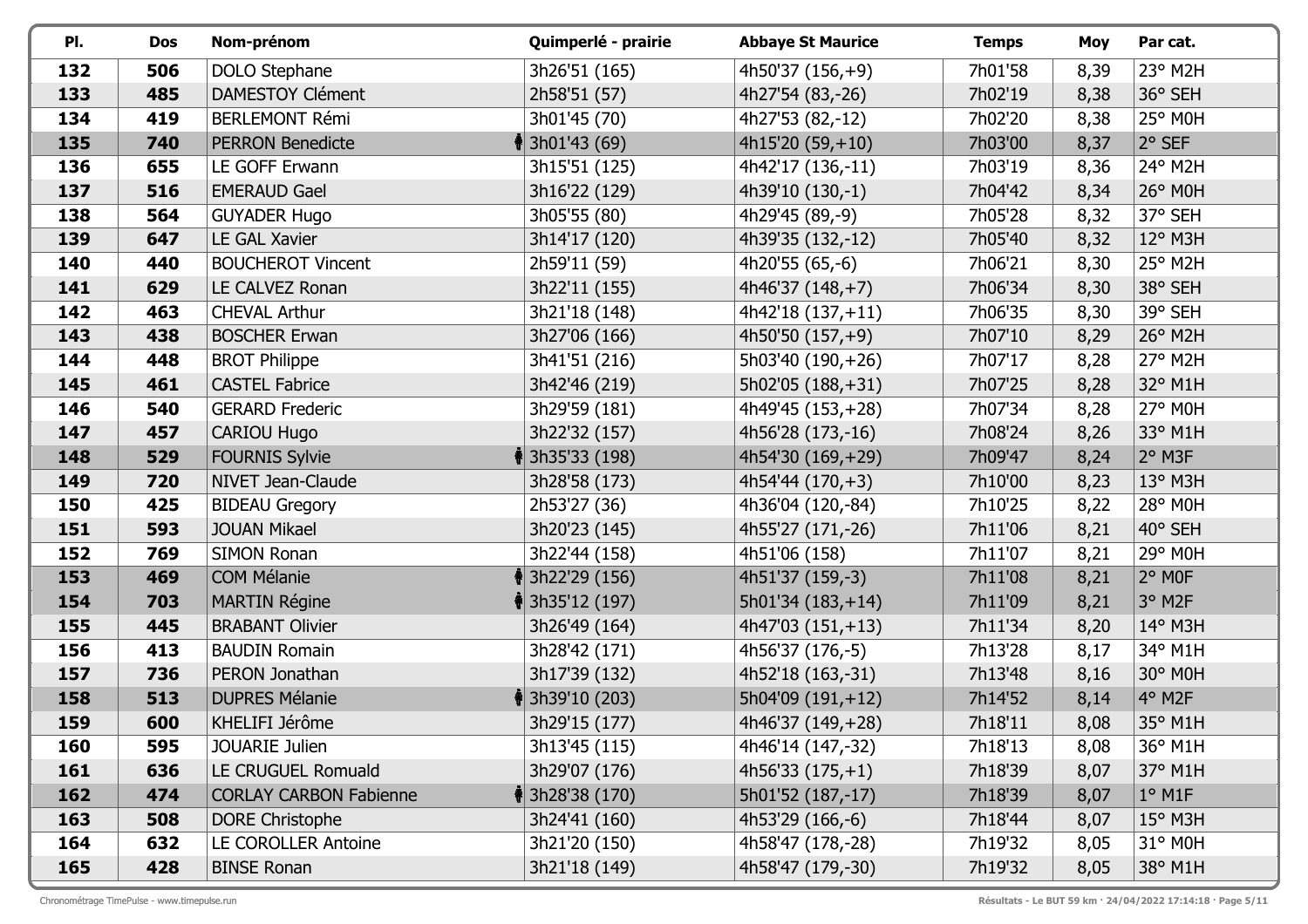| Pl. | Dos | Nom-prénom | Quimperlé - prairie | Abbaye St Maurice | Temps | Moy | Par cat. |
|---|---|---|---|---|---|---|---|
| 132 | 506 | DOLO Stephane | 3h26'51 (165) | 4h50'37 (156,+9) | 7h01'58 | 8,39 | 23° M2H |
| 133 | 485 | DAMESTOY Clément | 2h58'51 (57) | 4h27'54 (83,-26) | 7h02'19 | 8,38 | 36° SEH |
| 134 | 419 | BERLEMONT Rémi | 3h01'45 (70) | 4h27'53 (82,-12) | 7h02'20 | 8,38 | 25° M0H |
| 135 | 740 | PERRON Benedicte | 3h01'43 (69) | 4h15'20 (59,+10) | 7h03'00 | 8,37 | 2° SEF |
| 136 | 655 | LE GOFF Erwann | 3h15'51 (125) | 4h42'17 (136,-11) | 7h03'19 | 8,36 | 24° M2H |
| 137 | 516 | EMERAUD Gael | 3h16'22 (129) | 4h39'10 (130,-1) | 7h04'42 | 8,34 | 26° M0H |
| 138 | 564 | GUYADER Hugo | 3h05'55 (80) | 4h29'45 (89,-9) | 7h05'28 | 8,32 | 37° SEH |
| 139 | 647 | LE GAL Xavier | 3h14'17 (120) | 4h39'35 (132,-12) | 7h05'40 | 8,32 | 12° M3H |
| 140 | 440 | BOUCHEROT Vincent | 2h59'11 (59) | 4h20'55 (65,-6) | 7h06'21 | 8,30 | 25° M2H |
| 141 | 629 | LE CALVEZ Ronan | 3h22'11 (155) | 4h46'37 (148,+7) | 7h06'34 | 8,30 | 38° SEH |
| 142 | 463 | CHEVAL Arthur | 3h21'18 (148) | 4h42'18 (137,+11) | 7h06'35 | 8,30 | 39° SEH |
| 143 | 438 | BOSCHER Erwan | 3h27'06 (166) | 4h50'50 (157,+9) | 7h07'10 | 8,29 | 26° M2H |
| 144 | 448 | BROT Philippe | 3h41'51 (216) | 5h03'40 (190,+26) | 7h07'17 | 8,28 | 27° M2H |
| 145 | 461 | CASTEL Fabrice | 3h42'46 (219) | 5h02'05 (188,+31) | 7h07'25 | 8,28 | 32° M1H |
| 146 | 540 | GERARD Frederic | 3h29'59 (181) | 4h49'45 (153,+28) | 7h07'34 | 8,28 | 27° M0H |
| 147 | 457 | CARIOU Hugo | 3h22'32 (157) | 4h56'28 (173,-16) | 7h08'24 | 8,26 | 33° M1H |
| 148 | 529 | FOURNIS Sylvie | 3h35'33 (198) | 4h54'30 (169,+29) | 7h09'47 | 8,24 | 2° M3F |
| 149 | 720 | NIVET Jean-Claude | 3h28'58 (173) | 4h54'44 (170,+3) | 7h10'00 | 8,23 | 13° M3H |
| 150 | 425 | BIDEAU Gregory | 2h53'27 (36) | 4h36'04 (120,-84) | 7h10'25 | 8,22 | 28° M0H |
| 151 | 593 | JOUAN Mikael | 3h20'23 (145) | 4h55'27 (171,-26) | 7h11'06 | 8,21 | 40° SEH |
| 152 | 769 | SIMON Ronan | 3h22'44 (158) | 4h51'06 (158) | 7h11'07 | 8,21 | 29° M0H |
| 153 | 469 | COM Mélanie | 3h22'29 (156) | 4h51'37 (159,-3) | 7h11'08 | 8,21 | 2° M0F |
| 154 | 703 | MARTIN Régine | 3h35'12 (197) | 5h01'34 (183,+14) | 7h11'09 | 8,21 | 3° M2F |
| 155 | 445 | BRABANT Olivier | 3h26'49 (164) | 4h47'03 (151,+13) | 7h11'34 | 8,20 | 14° M3H |
| 156 | 413 | BAUDIN Romain | 3h28'42 (171) | 4h56'37 (176,-5) | 7h13'28 | 8,17 | 34° M1H |
| 157 | 736 | PERON Jonathan | 3h17'39 (132) | 4h52'18 (163,-31) | 7h13'48 | 8,16 | 30° M0H |
| 158 | 513 | DUPRES Mélanie | 3h39'10 (203) | 5h04'09 (191,+12) | 7h14'52 | 8,14 | 4° M2F |
| 159 | 600 | KHELIFI Jérôme | 3h29'15 (177) | 4h46'37 (149,+28) | 7h18'11 | 8,08 | 35° M1H |
| 160 | 595 | JOUARIE Julien | 3h13'45 (115) | 4h46'14 (147,-32) | 7h18'13 | 8,08 | 36° M1H |
| 161 | 636 | LE CRUGUEL Romuald | 3h29'07 (176) | 4h56'33 (175,+1) | 7h18'39 | 8,07 | 37° M1H |
| 162 | 474 | CORLAY CARBON Fabienne | 3h28'38 (170) | 5h01'52 (187,-17) | 7h18'39 | 8,07 | 1° M1F |
| 163 | 508 | DORE Christophe | 3h24'41 (160) | 4h53'29 (166,-6) | 7h18'44 | 8,07 | 15° M3H |
| 164 | 632 | LE COROLLER Antoine | 3h21'20 (150) | 4h58'47 (178,-28) | 7h19'32 | 8,05 | 31° M0H |
| 165 | 428 | BINSE Ronan | 3h21'18 (149) | 4h58'47 (179,-30) | 7h19'32 | 8,05 | 38° M1H |

Chronométrage TimePulse - www.timepulse.run

Résultats - Le BUT 59 km · 24/04/2022 17:14:18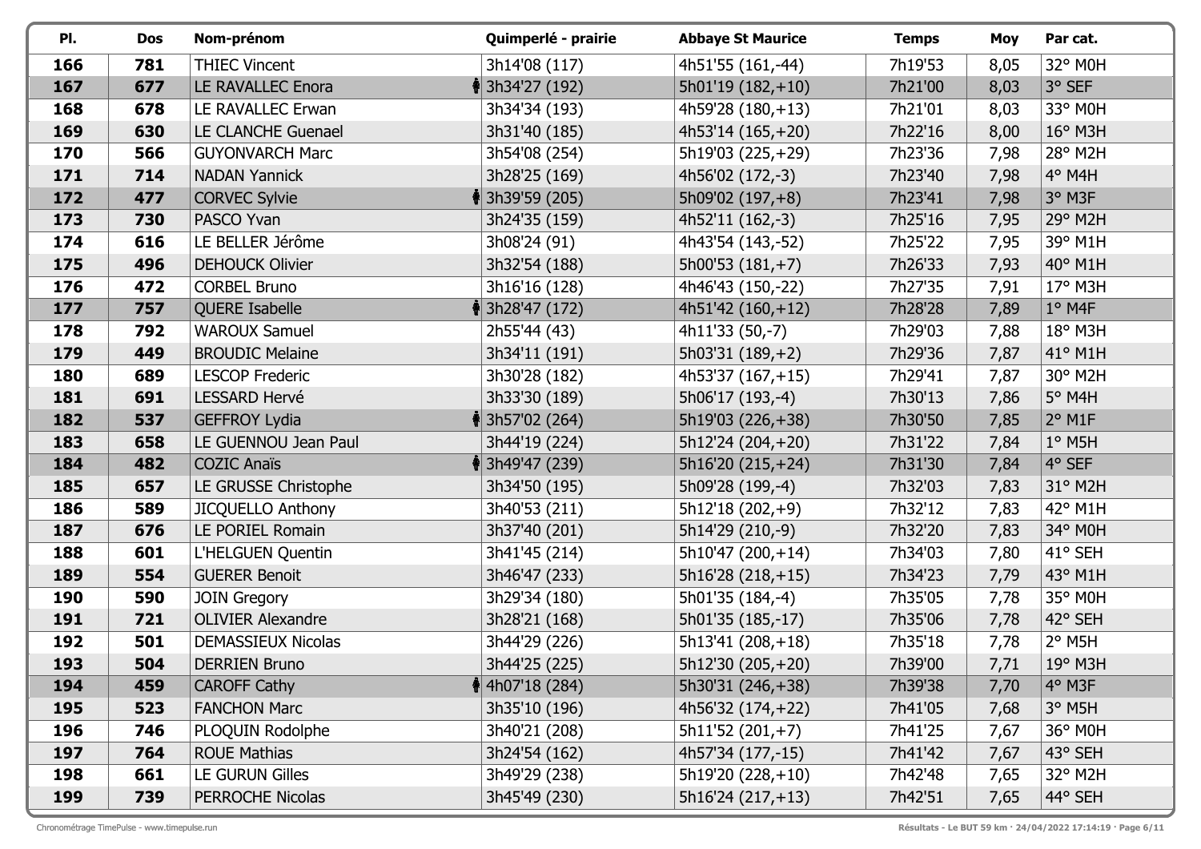| Pl. | Dos | Nom-prénom | Quimperlé - prairie | Abbaye St Maurice | Temps | Moy | Par cat. |
|---|---|---|---|---|---|---|---|
| 166 | 781 | THIEC Vincent | 3h14'08 (117) | 4h51'55 (161,-44) | 7h19'53 | 8,05 | 32° M0H |
| 167 | 677 | LE RAVALLEC Enora | 3h34'27 (192) | 5h01'19 (182,+10) | 7h21'00 | 8,03 | 3° SEF |
| 168 | 678 | LE RAVALLEC Erwan | 3h34'34 (193) | 4h59'28 (180,+13) | 7h21'01 | 8,03 | 33° M0H |
| 169 | 630 | LE CLANCHE Guenael | 3h31'40 (185) | 4h53'14 (165,+20) | 7h22'16 | 8,00 | 16° M3H |
| 170 | 566 | GUYONVARCH Marc | 3h54'08 (254) | 5h19'03 (225,+29) | 7h23'36 | 7,98 | 28° M2H |
| 171 | 714 | NADAN Yannick | 3h28'25 (169) | 4h56'02 (172,-3) | 7h23'40 | 7,98 | 4° M4H |
| 172 | 477 | CORVEC Sylvie | 3h39'59 (205) | 5h09'02 (197,+8) | 7h23'41 | 7,98 | 3° M3F |
| 173 | 730 | PASCO Yvan | 3h24'35 (159) | 4h52'11 (162,-3) | 7h25'16 | 7,95 | 29° M2H |
| 174 | 616 | LE BELLER Jérôme | 3h08'24 (91) | 4h43'54 (143,-52) | 7h25'22 | 7,95 | 39° M1H |
| 175 | 496 | DEHOUCK Olivier | 3h32'54 (188) | 5h00'53 (181,+7) | 7h26'33 | 7,93 | 40° M1H |
| 176 | 472 | CORBEL Bruno | 3h16'16 (128) | 4h46'43 (150,-22) | 7h27'35 | 7,91 | 17° M3H |
| 177 | 757 | QUERE Isabelle | 3h28'47 (172) | 4h51'42 (160,+12) | 7h28'28 | 7,89 | 1° M4F |
| 178 | 792 | WAROUX Samuel | 2h55'44 (43) | 4h11'33 (50,-7) | 7h29'03 | 7,88 | 18° M3H |
| 179 | 449 | BROUDIC Melaine | 3h34'11 (191) | 5h03'31 (189,+2) | 7h29'36 | 7,87 | 41° M1H |
| 180 | 689 | LESCOP Frederic | 3h30'28 (182) | 4h53'37 (167,+15) | 7h29'41 | 7,87 | 30° M2H |
| 181 | 691 | LESSARD Hervé | 3h33'30 (189) | 5h06'17 (193,-4) | 7h30'13 | 7,86 | 5° M4H |
| 182 | 537 | GEFFROY Lydia | 3h57'02 (264) | 5h19'03 (226,+38) | 7h30'50 | 7,85 | 2° M1F |
| 183 | 658 | LE GUENNOU Jean Paul | 3h44'19 (224) | 5h12'24 (204,+20) | 7h31'22 | 7,84 | 1° M5H |
| 184 | 482 | COZIC Anaïs | 3h49'47 (239) | 5h16'20 (215,+24) | 7h31'30 | 7,84 | 4° SEF |
| 185 | 657 | LE GRUSSE Christophe | 3h34'50 (195) | 5h09'28 (199,-4) | 7h32'03 | 7,83 | 31° M2H |
| 186 | 589 | JICQUELLO Anthony | 3h40'53 (211) | 5h12'18 (202,+9) | 7h32'12 | 7,83 | 42° M1H |
| 187 | 676 | LE PORIEL Romain | 3h37'40 (201) | 5h14'29 (210,-9) | 7h32'20 | 7,83 | 34° M0H |
| 188 | 601 | L'HELGUEN Quentin | 3h41'45 (214) | 5h10'47 (200,+14) | 7h34'03 | 7,80 | 41° SEH |
| 189 | 554 | GUERER Benoit | 3h46'47 (233) | 5h16'28 (218,+15) | 7h34'23 | 7,79 | 43° M1H |
| 190 | 590 | JOIN Gregory | 3h29'34 (180) | 5h01'35 (184,-4) | 7h35'05 | 7,78 | 35° M0H |
| 191 | 721 | OLIVIER Alexandre | 3h28'21 (168) | 5h01'35 (185,-17) | 7h35'06 | 7,78 | 42° SEH |
| 192 | 501 | DEMASSIEUX Nicolas | 3h44'29 (226) | 5h13'41 (208,+18) | 7h35'18 | 7,78 | 2° M5H |
| 193 | 504 | DERRIEN Bruno | 3h44'25 (225) | 5h12'30 (205,+20) | 7h39'00 | 7,71 | 19° M3H |
| 194 | 459 | CAROFF Cathy | 4h07'18 (284) | 5h30'31 (246,+38) | 7h39'38 | 7,70 | 4° M3F |
| 195 | 523 | FANCHON Marc | 3h35'10 (196) | 4h56'32 (174,+22) | 7h41'05 | 7,68 | 3° M5H |
| 196 | 746 | PLOQUIN Rodolphe | 3h40'21 (208) | 5h11'52 (201,+7) | 7h41'25 | 7,67 | 36° M0H |
| 197 | 764 | ROUE Mathias | 3h24'54 (162) | 4h57'34 (177,-15) | 7h41'42 | 7,67 | 43° SEH |
| 198 | 661 | LE GURUN Gilles | 3h49'29 (238) | 5h19'20 (228,+10) | 7h42'48 | 7,65 | 32° M2H |
| 199 | 739 | PERROCHE Nicolas | 3h45'49 (230) | 5h16'24 (217,+13) | 7h42'51 | 7,65 | 44° SEH |

Chronométrage TimePulse - www.timepulse.run

Résultats - Le BUT 59 km · 24/04/2022 17:14:19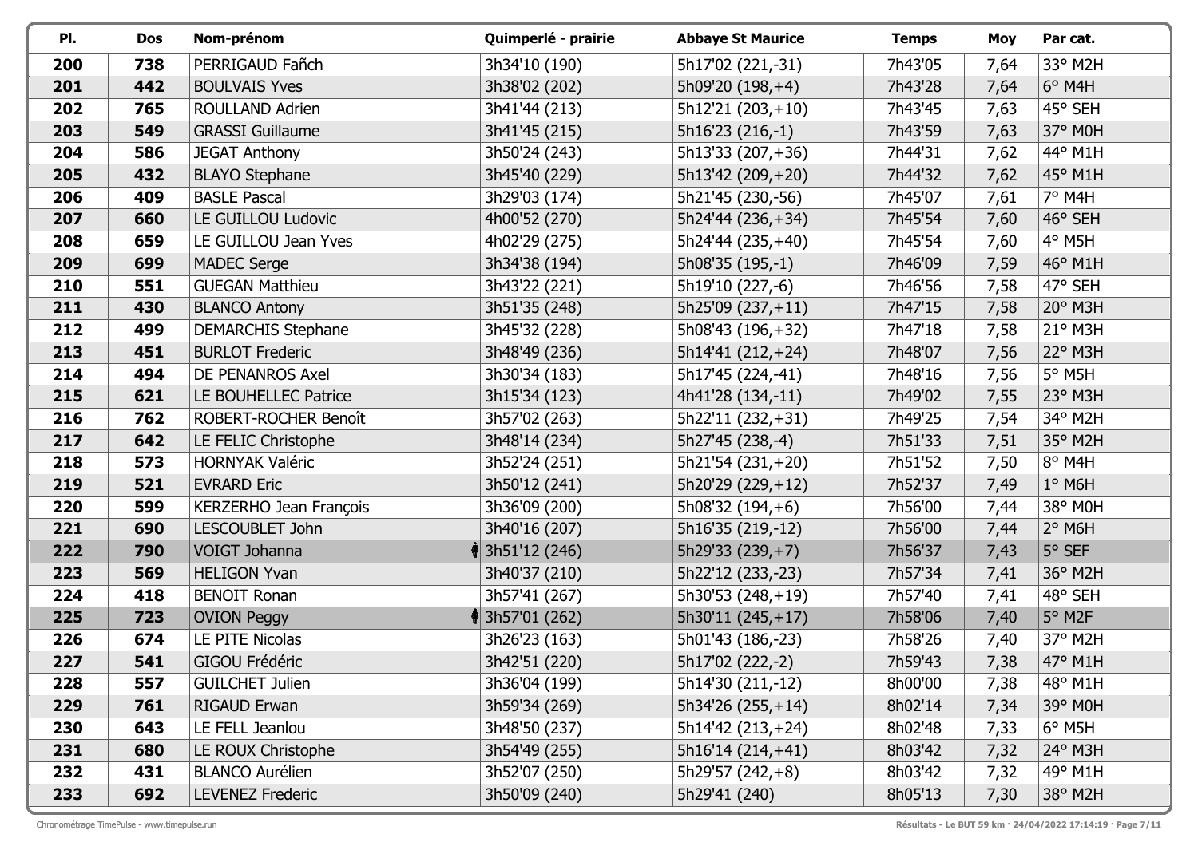| Pl. | Dos | Nom-prénom | Quimperlé - prairie | Abbaye St Maurice | Temps | Moy | Par cat. |
|---|---|---|---|---|---|---|---|
| **200** | **738** | PERRIGAUD Fañch | 3h34'10 (190) | 5h17'02 (221,-31) | 7h43'05 | 7,64 | 33° M2H |
| **201** | **442** | BOULVAIS Yves | 3h38'02 (202) | 5h09'20 (198,+4) | 7h43'28 | 7,64 | 6° M4H |
| **202** | **765** | ROULLAND Adrien | 3h41'44 (213) | 5h12'21 (203,+10) | 7h43'45 | 7,63 | 45° SEH |
| **203** | **549** | GRASSI Guillaume | 3h41'45 (215) | 5h16'23 (216,-1) | 7h43'59 | 7,63 | 37° M0H |
| **204** | **586** | JEGAT Anthony | 3h50'24 (243) | 5h13'33 (207,+36) | 7h44'31 | 7,62 | 44° M1H |
| **205** | **432** | BLAYO Stephane | 3h45'40 (229) | 5h13'42 (209,+20) | 7h44'32 | 7,62 | 45° M1H |
| **206** | **409** | BASLE Pascal | 3h29'03 (174) | 5h21'45 (230,-56) | 7h45'07 | 7,61 | 7° M4H |
| **207** | **660** | LE GUILLOU Ludovic | 4h00'52 (270) | 5h24'44 (236,+34) | 7h45'54 | 7,60 | 46° SEH |
| **208** | **659** | LE GUILLOU Jean Yves | 4h02'29 (275) | 5h24'44 (235,+40) | 7h45'54 | 7,60 | 4° M5H |
| **209** | **699** | MADEC Serge | 3h34'38 (194) | 5h08'35 (195,-1) | 7h46'09 | 7,59 | 46° M1H |
| **210** | **551** | GUEGAN Matthieu | 3h43'22 (221) | 5h19'10 (227,-6) | 7h46'56 | 7,58 | 47° SEH |
| **211** | **430** | BLANCO Antony | 3h51'35 (248) | 5h25'09 (237,+11) | 7h47'15 | 7,58 | 20° M3H |
| **212** | **499** | DEMARCHIS Stephane | 3h45'32 (228) | 5h08'43 (196,+32) | 7h47'18 | 7,58 | 21° M3H |
| **213** | **451** | BURLOT Frederic | 3h48'49 (236) | 5h14'41 (212,+24) | 7h48'07 | 7,56 | 22° M3H |
| **214** | **494** | DE PENANROS Axel | 3h30'34 (183) | 5h17'45 (224,-41) | 7h48'16 | 7,56 | 5° M5H |
| **215** | **621** | LE BOUHELLEC Patrice | 3h15'34 (123) | 4h41'28 (134,-11) | 7h49'02 | 7,55 | 23° M3H |
| **216** | **762** | ROBERT-ROCHER Benoît | 3h57'02 (263) | 5h22'11 (232,+31) | 7h49'25 | 7,54 | 34° M2H |
| **217** | **642** | LE FELIC Christophe | 3h48'14 (234) | 5h27'45 (238,-4) | 7h51'33 | 7,51 | 35° M2H |
| **218** | **573** | HORNYAK Valéric | 3h52'24 (251) | 5h21'54 (231,+20) | 7h51'52 | 7,50 | 8° M4H |
| **219** | **521** | EVRARD Eric | 3h50'12 (241) | 5h20'29 (229,+12) | 7h52'37 | 7,49 | 1° M6H |
| **220** | **599** | KERZERHO Jean François | 3h36'09 (200) | 5h08'32 (194,+6) | 7h56'00 | 7,44 | 38° M0H |
| **221** | **690** | LESCOUBLET John | 3h40'16 (207) | 5h16'35 (219,-12) | 7h56'00 | 7,44 | 2° M6H |
| **222** | **790** | VOIGT Johanna | 3h51'12 (246) | 5h29'33 (239,+7) | 7h56'37 | 7,43 | 5° SEF |
| **223** | **569** | HELIGON Yvan | 3h40'37 (210) | 5h22'12 (233,-23) | 7h57'34 | 7,41 | 36° M2H |
| **224** | **418** | BENOIT Ronan | 3h57'41 (267) | 5h30'53 (248,+19) | 7h57'40 | 7,41 | 48° SEH |
| **225** | **723** | OVION Peggy | 3h57'01 (262) | 5h30'11 (245,+17) | 7h58'06 | 7,40 | 5° M2F |
| **226** | **674** | LE PITE Nicolas | 3h26'23 (163) | 5h01'43 (186,-23) | 7h58'26 | 7,40 | 37° M2H |
| **227** | **541** | GIGOU Frédéric | 3h42'51 (220) | 5h17'02 (222,-2) | 7h59'43 | 7,38 | 47° M1H |
| **228** | **557** | GUILCHET Julien | 3h36'04 (199) | 5h14'30 (211,-12) | 8h00'00 | 7,38 | 48° M1H |
| **229** | **761** | RIGAUD Erwan | 3h59'34 (269) | 5h34'26 (255,+14) | 8h02'14 | 7,34 | 39° M0H |
| **230** | **643** | LE FELL Jeanlou | 3h48'50 (237) | 5h14'42 (213,+24) | 8h02'48 | 7,33 | 6° M5H |
| **231** | **680** | LE ROUX Christophe | 3h54'49 (255) | 5h16'14 (214,+41) | 8h03'42 | 7,32 | 24° M3H |
| **232** | **431** | BLANCO Aurélien | 3h52'07 (250) | 5h29'57 (242,+8) | 8h03'42 | 7,32 | 49° M1H |
| **233** | **692** | LEVENEZ Frederic | 3h50'09 (240) | 5h29'41 (240) | 8h05'13 | 7,30 | 38° M2H |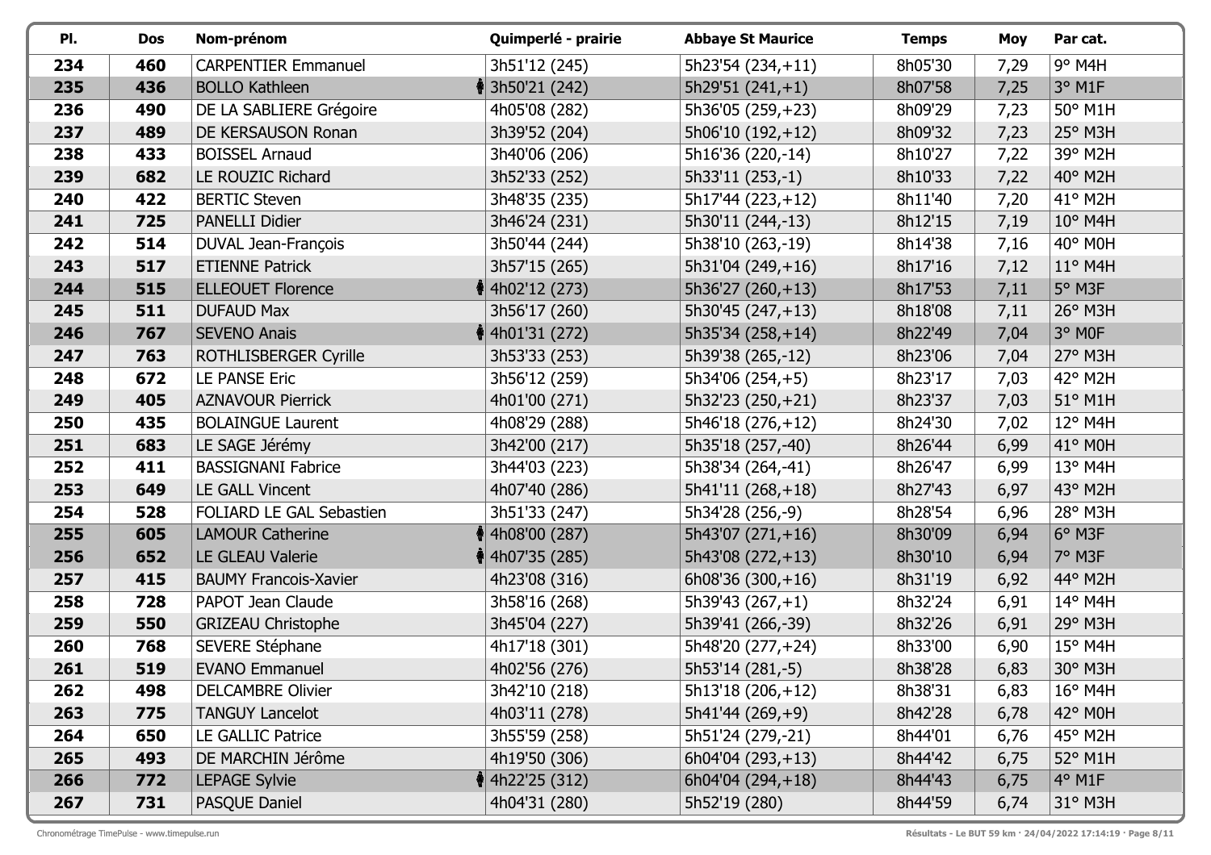| Pl. | Dos | Nom-prénom | Quimperlé - prairie | Abbaye St Maurice | Temps | Moy | Par cat. |
|---|---|---|---|---|---|---|---|
| 234 | 460 | CARPENTIER Emmanuel | 3h51'12 (245) | 5h23'54 (234,+11) | 8h05'30 | 7,29 | 9° M4H |
| 235 | 436 | BOLLO Kathleen | 3h50'21 (242) | 5h29'51 (241,+1) | 8h07'58 | 7,25 | 3° M1F |
| 236 | 490 | DE LA SABLIERE Grégoire | 4h05'08 (282) | 5h36'05 (259,+23) | 8h09'29 | 7,23 | 50° M1H |
| 237 | 489 | DE KERSAUSON Ronan | 3h39'52 (204) | 5h06'10 (192,+12) | 8h09'32 | 7,23 | 25° M3H |
| 238 | 433 | BOISSEL Arnaud | 3h40'06 (206) | 5h16'36 (220,-14) | 8h10'27 | 7,22 | 39° M2H |
| 239 | 682 | LE ROUZIC Richard | 3h52'33 (252) | 5h33'11 (253,-1) | 8h10'33 | 7,22 | 40° M2H |
| 240 | 422 | BERTIC Steven | 3h48'35 (235) | 5h17'44 (223,+12) | 8h11'40 | 7,20 | 41° M2H |
| 241 | 725 | PANELLI Didier | 3h46'24 (231) | 5h30'11 (244,-13) | 8h12'15 | 7,19 | 10° M4H |
| 242 | 514 | DUVAL Jean-François | 3h50'44 (244) | 5h38'10 (263,-19) | 8h14'38 | 7,16 | 40° M0H |
| 243 | 517 | ETIENNE Patrick | 3h57'15 (265) | 5h31'04 (249,+16) | 8h17'16 | 7,12 | 11° M4H |
| 244 | 515 | ELLEOUET Florence | 4h02'12 (273) | 5h36'27 (260,+13) | 8h17'53 | 7,11 | 5° M3F |
| 245 | 511 | DUFAUD Max | 3h56'17 (260) | 5h30'45 (247,+13) | 8h18'08 | 7,11 | 26° M3H |
| 246 | 767 | SEVENO Anais | 4h01'31 (272) | 5h35'34 (258,+14) | 8h22'49 | 7,04 | 3° M0F |
| 247 | 763 | ROTHLISBERGER Cyrille | 3h53'33 (253) | 5h39'38 (265,-12) | 8h23'06 | 7,04 | 27° M3H |
| 248 | 672 | LE PANSE Eric | 3h56'12 (259) | 5h34'06 (254,+5) | 8h23'17 | 7,03 | 42° M2H |
| 249 | 405 | AZNAVOUR Pierrick | 4h01'00 (271) | 5h32'23 (250,+21) | 8h23'37 | 7,03 | 51° M1H |
| 250 | 435 | BOLAINGUE Laurent | 4h08'29 (288) | 5h46'18 (276,+12) | 8h24'30 | 7,02 | 12° M4H |
| 251 | 683 | LE SAGE Jérémy | 3h42'00 (217) | 5h35'18 (257,-40) | 8h26'44 | 6,99 | 41° M0H |
| 252 | 411 | BASSIGNANI Fabrice | 3h44'03 (223) | 5h38'34 (264,-41) | 8h26'47 | 6,99 | 13° M4H |
| 253 | 649 | LE GALL Vincent | 4h07'40 (286) | 5h41'11 (268,+18) | 8h27'43 | 6,97 | 43° M2H |
| 254 | 528 | FOLIARD LE GAL Sebastien | 3h51'33 (247) | 5h34'28 (256,-9) | 8h28'54 | 6,96 | 28° M3H |
| 255 | 605 | LAMOUR Catherine | 4h08'00 (287) | 5h43'07 (271,+16) | 8h30'09 | 6,94 | 6° M3F |
| 256 | 652 | LE GLEAU Valerie | 4h07'35 (285) | 5h43'08 (272,+13) | 8h30'10 | 6,94 | 7° M3F |
| 257 | 415 | BAUMY Francois-Xavier | 4h23'08 (316) | 6h08'36 (300,+16) | 8h31'19 | 6,92 | 44° M2H |
| 258 | 728 | PAPOT Jean Claude | 3h58'16 (268) | 5h39'43 (267,+1) | 8h32'24 | 6,91 | 14° M4H |
| 259 | 550 | GRIZEAU Christophe | 3h45'04 (227) | 5h39'41 (266,-39) | 8h32'26 | 6,91 | 29° M3H |
| 260 | 768 | SEVERE Stéphane | 4h17'18 (301) | 5h48'20 (277,+24) | 8h33'00 | 6,90 | 15° M4H |
| 261 | 519 | EVANO Emmanuel | 4h02'56 (276) | 5h53'14 (281,-5) | 8h38'28 | 6,83 | 30° M3H |
| 262 | 498 | DELCAMBRE Olivier | 3h42'10 (218) | 5h13'18 (206,+12) | 8h38'31 | 6,83 | 16° M4H |
| 263 | 775 | TANGUY Lancelot | 4h03'11 (278) | 5h41'44 (269,+9) | 8h42'28 | 6,78 | 42° M0H |
| 264 | 650 | LE GALLIC Patrice | 3h55'59 (258) | 5h51'24 (279,-21) | 8h44'01 | 6,76 | 45° M2H |
| 265 | 493 | DE MARCHIN Jérôme | 4h19'50 (306) | 6h04'04 (293,+13) | 8h44'42 | 6,75 | 52° M1H |
| 266 | 772 | LEPAGE Sylvie | 4h22'25 (312) | 6h04'04 (294,+18) | 8h44'43 | 6,75 | 4° M1F |
| 267 | 731 | PASQUE Daniel | 4h04'31 (280) | 5h52'19 (280) | 8h44'59 | 6,74 | 31° M3H |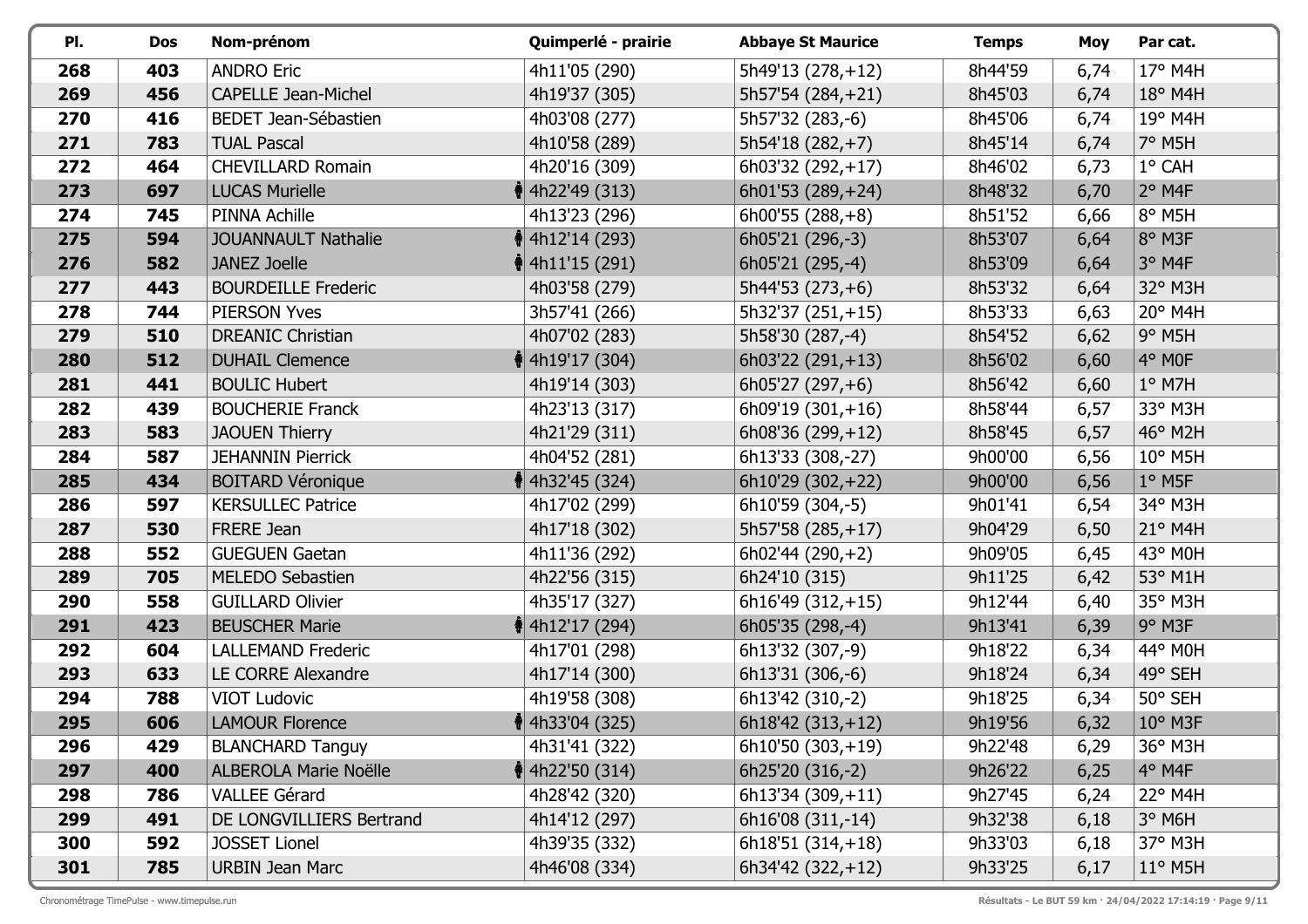| Pl. | Dos | Nom-prénom | Quimperlé - prairie | Abbaye St Maurice | Temps | Moy | Par cat. |
|---|---|---|---|---|---|---|---|
| 268 | 403 | ANDRO Eric | 4h11'05 (290) | 5h49'13 (278,+12) | 8h44'59 | 6,74 | 17° M4H |
| 269 | 456 | CAPELLE Jean-Michel | 4h19'37 (305) | 5h57'54 (284,+21) | 8h45'03 | 6,74 | 18° M4H |
| 270 | 416 | BEDET Jean-Sébastien | 4h03'08 (277) | 5h57'32 (283,-6) | 8h45'06 | 6,74 | 19° M4H |
| 271 | 783 | TUAL Pascal | 4h10'58 (289) | 5h54'18 (282,+7) | 8h45'14 | 6,74 | 7° M5H |
| 272 | 464 | CHEVILLARD Romain | 4h20'16 (309) | 6h03'32 (292,+17) | 8h46'02 | 6,73 | 1° CAH |
| 273 | 697 | LUCAS Murielle | 4h22'49 (313) | 6h01'53 (289,+24) | 8h48'32 | 6,70 | 2° M4F |
| 274 | 745 | PINNA Achille | 4h13'23 (296) | 6h00'55 (288,+8) | 8h51'52 | 6,66 | 8° M5H |
| 275 | 594 | JOUANNAULT Nathalie | 4h12'14 (293) | 6h05'21 (296,-3) | 8h53'07 | 6,64 | 8° M3F |
| 276 | 582 | JANEZ Joelle | 4h11'15 (291) | 6h05'21 (295,-4) | 8h53'09 | 6,64 | 3° M4F |
| 277 | 443 | BOURDEILLE Frederic | 4h03'58 (279) | 5h44'53 (273,+6) | 8h53'32 | 6,64 | 32° M3H |
| 278 | 744 | PIERSON Yves | 3h57'41 (266) | 5h32'37 (251,+15) | 8h53'33 | 6,63 | 20° M4H |
| 279 | 510 | DREANIC Christian | 4h07'02 (283) | 5h58'30 (287,-4) | 8h54'52 | 6,62 | 9° M5H |
| 280 | 512 | DUHAIL Clemence | 4h19'17 (304) | 6h03'22 (291,+13) | 8h56'02 | 6,60 | 4° M0F |
| 281 | 441 | BOULIC Hubert | 4h19'14 (303) | 6h05'27 (297,+6) | 8h56'42 | 6,60 | 1° M7H |
| 282 | 439 | BOUCHERIE Franck | 4h23'13 (317) | 6h09'19 (301,+16) | 8h58'44 | 6,57 | 33° M3H |
| 283 | 583 | JAOUEN Thierry | 4h21'29 (311) | 6h08'36 (299,+12) | 8h58'45 | 6,57 | 46° M2H |
| 284 | 587 | JEHANNIN Pierrick | 4h04'52 (281) | 6h13'33 (308,-27) | 9h00'00 | 6,56 | 10° M5H |
| 285 | 434 | BOITARD Véronique | 4h32'45 (324) | 6h10'29 (302,+22) | 9h00'00 | 6,56 | 1° M5F |
| 286 | 597 | KERSULLEC Patrice | 4h17'02 (299) | 6h10'59 (304,-5) | 9h01'41 | 6,54 | 34° M3H |
| 287 | 530 | FRERE Jean | 4h17'18 (302) | 5h57'58 (285,+17) | 9h04'29 | 6,50 | 21° M4H |
| 288 | 552 | GUEGUEN Gaetan | 4h11'36 (292) | 6h02'44 (290,+2) | 9h09'05 | 6,45 | 43° M0H |
| 289 | 705 | MELEDO Sebastien | 4h22'56 (315) | 6h24'10 (315) | 9h11'25 | 6,42 | 53° M1H |
| 290 | 558 | GUILLARD Olivier | 4h35'17 (327) | 6h16'49 (312,+15) | 9h12'44 | 6,40 | 35° M3H |
| 291 | 423 | BEUSCHER Marie | 4h12'17 (294) | 6h05'35 (298,-4) | 9h13'41 | 6,39 | 9° M3F |
| 292 | 604 | LALLEMAND Frederic | 4h17'01 (298) | 6h13'32 (307,-9) | 9h18'22 | 6,34 | 44° M0H |
| 293 | 633 | LE CORRE Alexandre | 4h17'14 (300) | 6h13'31 (306,-6) | 9h18'24 | 6,34 | 49° SEH |
| 294 | 788 | VIOT Ludovic | 4h19'58 (308) | 6h13'42 (310,-2) | 9h18'25 | 6,34 | 50° SEH |
| 295 | 606 | LAMOUR Florence | 4h33'04 (325) | 6h18'42 (313,+12) | 9h19'56 | 6,32 | 10° M3F |
| 296 | 429 | BLANCHARD Tanguy | 4h31'41 (322) | 6h10'50 (303,+19) | 9h22'48 | 6,29 | 36° M3H |
| 297 | 400 | ALBEROLA Marie Noëlle | 4h22'50 (314) | 6h25'20 (316,-2) | 9h26'22 | 6,25 | 4° M4F |
| 298 | 786 | VALLEE Gérard | 4h28'42 (320) | 6h13'34 (309,+11) | 9h27'45 | 6,24 | 22° M4H |
| 299 | 491 | DE LONGVILLIERS Bertrand | 4h14'12 (297) | 6h16'08 (311,-14) | 9h32'38 | 6,18 | 3° M6H |
| 300 | 592 | JOSSET Lionel | 4h39'35 (332) | 6h18'51 (314,+18) | 9h33'03 | 6,18 | 37° M3H |
| 301 | 785 | URBIN Jean Marc | 4h46'08 (334) | 6h34'42 (322,+12) | 9h33'25 | 6,17 | 11° M5H |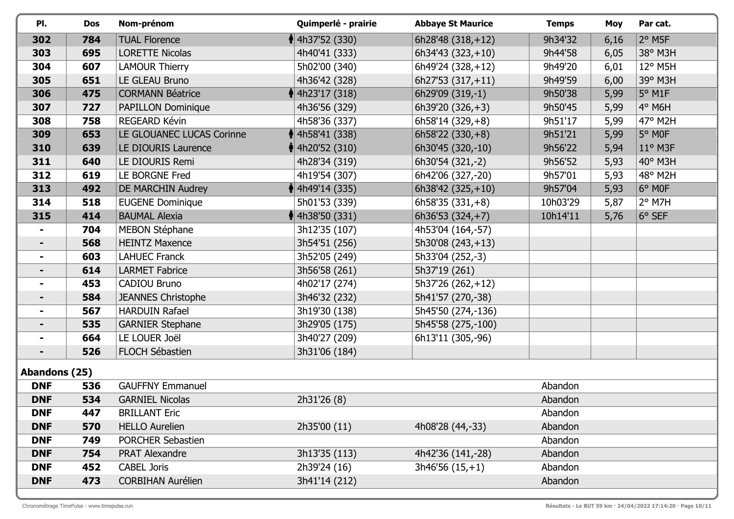| Pl. | Dos | Nom-prénom | Quimperlé - prairie | Abbaye St Maurice | Temps | Moy | Par cat. |
|---|---|---|---|---|---|---|---|
| 302 | 784 | TUAL Florence | 4h37'52 (330) | 6h28'48 (318,+12) | 9h34'32 | 6,16 | 2° M5F |
| 303 | 695 | LORETTE Nicolas | 4h40'41 (333) | 6h34'43 (323,+10) | 9h44'58 | 6,05 | 38° M3H |
| 304 | 607 | LAMOUR Thierry | 5h02'00 (340) | 6h49'24 (328,+12) | 9h49'20 | 6,01 | 12° M5H |
| 305 | 651 | LE GLEAU Bruno | 4h36'42 (328) | 6h27'53 (317,+11) | 9h49'59 | 6,00 | 39° M3H |
| 306 | 475 | CORMANN Béatrice | 4h23'17 (318) | 6h29'09 (319,-1) | 9h50'38 | 5,99 | 5° M1F |
| 307 | 727 | PAPILLON Dominique | 4h36'56 (329) | 6h39'20 (326,+3) | 9h50'45 | 5,99 | 4° M6H |
| 308 | 758 | REGEARD Kévin | 4h58'36 (337) | 6h58'14 (329,+8) | 9h51'17 | 5,99 | 47° M2H |
| 309 | 653 | LE GLOUANEC LUCAS Corinne | 4h58'41 (338) | 6h58'22 (330,+8) | 9h51'21 | 5,99 | 5° M0F |
| 310 | 639 | LE DIOURIS Laurence | 4h20'52 (310) | 6h30'45 (320,-10) | 9h56'22 | 5,94 | 11° M3F |
| 311 | 640 | LE DIOURIS Remi | 4h28'34 (319) | 6h30'54 (321,-2) | 9h56'52 | 5,93 | 40° M3H |
| 312 | 619 | LE BORGNE Fred | 4h19'54 (307) | 6h42'06 (327,-20) | 9h57'01 | 5,93 | 48° M2H |
| 313 | 492 | DE MARCHIN Audrey | 4h49'14 (335) | 6h38'42 (325,+10) | 9h57'04 | 5,93 | 6° M0F |
| 314 | 518 | EUGENE Dominique | 5h01'53 (339) | 6h58'35 (331,+8) | 10h03'29 | 5,87 | 2° M7H |
| 315 | 414 | BAUMAL Alexia | 4h38'50 (331) | 6h36'53 (324,+7) | 10h14'11 | 5,76 | 6° SEF |
| - | 704 | MEBON Stéphane | 3h12'35 (107) | 4h53'04 (164,-57) | | | |
| - | 568 | HEINTZ Maxence | 3h54'51 (256) | 5h30'08 (243,+13) | | | |
| - | 603 | LAHUEC Franck | 3h52'05 (249) | 5h33'04 (252,-3) | | | |
| - | 614 | LARMET Fabrice | 3h56'58 (261) | 5h37'19 (261) | | | |
| - | 453 | CADIOU Bruno | 4h02'17 (274) | 5h37'26 (262,+12) | | | |
| - | 584 | JEANNES Christophe | 3h46'32 (232) | 5h41'57 (270,-38) | | | |
| - | 567 | HARDUIN Rafael | 3h19'30 (138) | 5h45'50 (274,-136) | | | |
| - | 535 | GARNIER Stephane | 3h29'05 (175) | 5h45'58 (275,-100) | | | |
| - | 664 | LE LOUER Joël | 3h40'27 (209) | 6h13'11 (305,-96) | | | |
| - | 526 | FLOCH Sébastien | 3h31'06 (184) | | | | |

**Abandons (25)**

| Pl. | Dos | Nom-prénom | Quimperlé - prairie | Abbaye St Maurice | Temps | Moy | Par cat. |
|---|---|---|---|---|---|---|---|
| DNF | 536 | GAUFFNY Emmanuel | | | Abandon | | |
| DNF | 534 | GARNIEL Nicolas | 2h31'26 (8) | | Abandon | | |
| DNF | 447 | BRILLANT Eric | | | Abandon | | |
| DNF | 570 | HELLO Aurelien | 2h35'00 (11) | 4h08'28 (44,-33) | Abandon | | |
| DNF | 749 | PORCHER Sebastien | | | Abandon | | |
| DNF | 754 | PRAT Alexandre | 3h13'35 (113) | 4h42'36 (141,-28) | Abandon | | |
| DNF | 452 | CABEL Joris | 2h39'24 (16) | 3h46'56 (15,+1) | Abandon | | |
| DNF | 473 | CORBIHAN Aurélien | 3h41'14 (212) | | Abandon | | |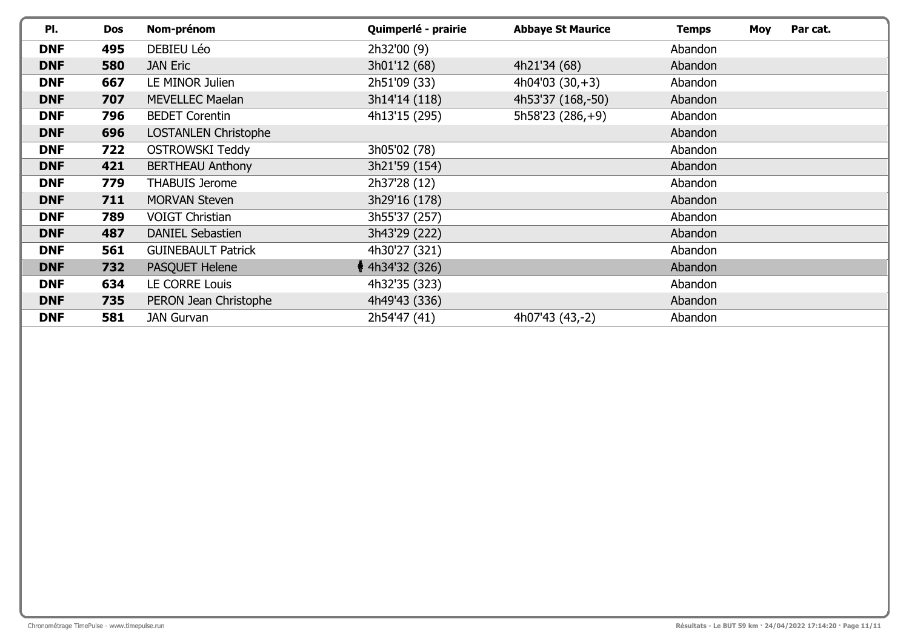| Pl. | Dos | Nom-prénom | Quimperlé - prairie | Abbaye St Maurice | Temps | Moy | Par cat. |
|---|---|---|---|---|---|---|---|
| **DNF** | **495** | DEBIEU Léo | 2h32'00 (9) | | Abandon | | |
| **DNF** | **580** | JAN Eric | 3h01'12 (68) | 4h21'34 (68) | Abandon | | |
| **DNF** | **667** | LE MINOR Julien | 2h51'09 (33) | 4h04'03 (30,+3) | Abandon | | |
| **DNF** | **707** | MEVELLEC Maelan | 3h14'14 (118) | 4h53'37 (168,-50) | Abandon | | |
| **DNF** | **796** | BEDET Corentin | 4h13'15 (295) | 5h58'23 (286,+9) | Abandon | | |
| **DNF** | **696** | LOSTANLEN Christophe | | | Abandon | | |
| **DNF** | **722** | OSTROWSKI Teddy | 3h05'02 (78) | | Abandon | | |
| **DNF** | **421** | BERTHEAU Anthony | 3h21'59 (154) | | Abandon | | |
| **DNF** | **779** | THABUIS Jerome | 2h37'28 (12) | | Abandon | | |
| **DNF** | **711** | MORVAN Steven | 3h29'16 (178) | | Abandon | | |
| **DNF** | **789** | VOIGT Christian | 3h55'37 (257) | | Abandon | | |
| **DNF** | **487** | DANIEL Sebastien | 3h43'29 (222) | | Abandon | | |
| **DNF** | **561** | GUINEBAULT Patrick | 4h30'27 (321) | | Abandon | | |
| **DNF** | **732** | PASQUET Helene | 4h34'32 (326) | | Abandon | | |
| **DNF** | **634** | LE CORRE Louis | 4h32'35 (323) | | Abandon | | |
| **DNF** | **735** | PERON Jean Christophe | 4h49'43 (336) | | Abandon | | |
| **DNF** | **581** | JAN Gurvan | 2h54'47 (41) | 4h07'43 (43,-2) | Abandon | | |

Chronométrage TimePulse - www.timepulse.run

Résultats - Le BUT 59 km · 24/04/2022 17:14:20